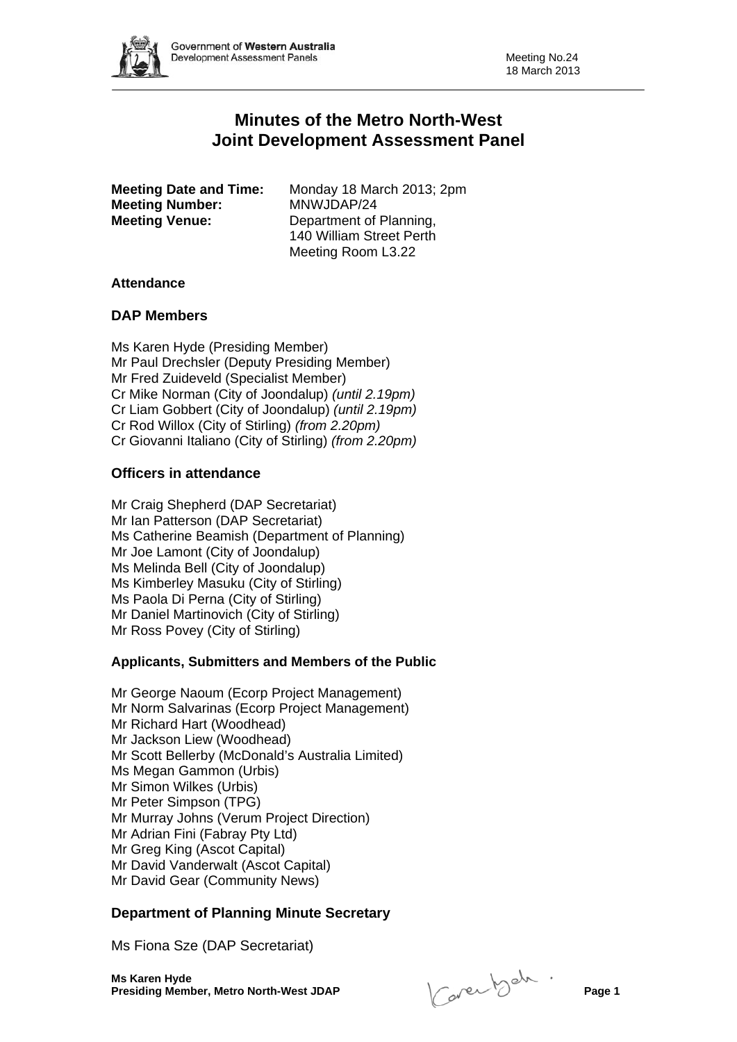# Minutes of the Metro North-West Joint Development Assessment Panel

**Meeting Date and Time:** Monday 18 March 2013; 2pm
**Meeting Number:** MNWJDAP/24
**Meeting Venue:** Department of Planning, 140 William Street Perth Meeting Room L3.22

### Attendance

## DAP Members

Ms Karen Hyde (Presiding Member)
Mr Paul Drechsler (Deputy Presiding Member)
Mr Fred Zuideveld (Specialist Member)
Cr Mike Norman (City of Joondalup) *(until 2.19pm)*
Cr Liam Gobbert (City of Joondalup) *(until 2.19pm)*
Cr Rod Willox (City of Stirling) *(from 2.20pm)*
Cr Giovanni Italiano (City of Stirling) *(from 2.20pm)*

## Officers in attendance

Mr Craig Shepherd (DAP Secretariat)
Mr Ian Patterson (DAP Secretariat)
Ms Catherine Beamish (Department of Planning)
Mr Joe Lamont (City of Joondalup)
Ms Melinda Bell (City of Joondalup)
Ms Kimberley Masuku (City of Stirling)
Ms Paola Di Perna (City of Stirling)
Mr Daniel Martinovich (City of Stirling)
Mr Ross Povey (City of Stirling)

### Applicants, Submitters and Members of the Public

Mr George Naoum (Ecorp Project Management)
Mr Norm Salvarinas (Ecorp Project Management)
Mr Richard Hart (Woodhead)
Mr Jackson Liew (Woodhead)
Mr Scott Bellerby (McDonald's Australia Limited)
Ms Megan Gammon (Urbis)
Mr Simon Wilkes (Urbis)
Mr Peter Simpson (TPG)
Mr Murray Johns (Verum Project Direction)
Mr Adrian Fini (Fabray Pty Ltd)
Mr Greg King (Ascot Capital)
Mr David Vanderwalt (Ascot Capital)
Mr David Gear (Community News)

## Department of Planning Minute Secretary

Ms Fiona Sze (DAP Secretariat)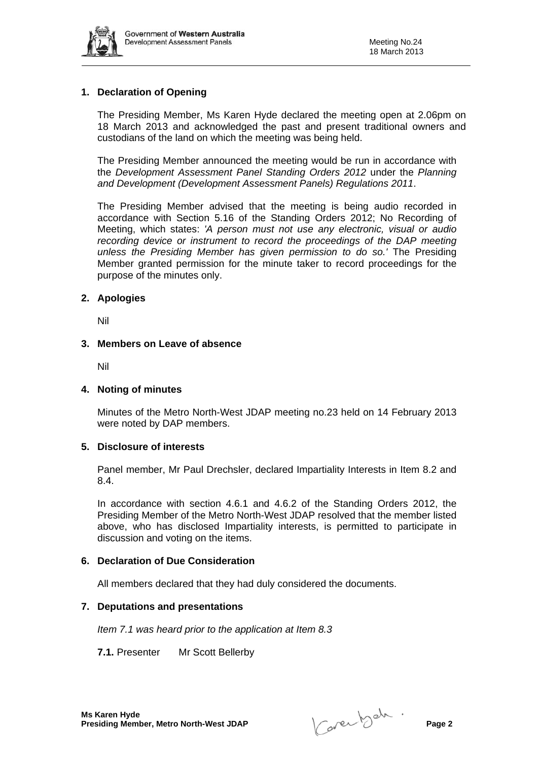## 1. Declaration of Opening

The Presiding Member, Ms Karen Hyde declared the meeting open at 2.06pm on 18 March 2013 and acknowledged the past and present traditional owners and custodians of the land on which the meeting was being held.

The Presiding Member announced the meeting would be run in accordance with the *Development Assessment Panel Standing Orders 2012* under the *Planning and Development (Development Assessment Panels) Regulations 2011*.

The Presiding Member advised that the meeting is being audio recorded in accordance with Section 5.16 of the Standing Orders 2012; No Recording of Meeting, which states: *'A person must not use any electronic, visual or audio recording device or instrument to record the proceedings of the DAP meeting unless the Presiding Member has given permission to do so.'* The Presiding Member granted permission for the minute taker to record proceedings for the purpose of the minutes only.

## 2. Apologies

Nil

## 3. Members on Leave of absence

Nil

## 4. Noting of minutes

Minutes of the Metro North-West JDAP meeting no.23 held on 14 February 2013 were noted by DAP members.

## 5. Disclosure of interests

Panel member, Mr Paul Drechsler, declared Impartiality Interests in Item 8.2 and 8.4.

In accordance with section 4.6.1 and 4.6.2 of the Standing Orders 2012, the Presiding Member of the Metro North-West JDAP resolved that the member listed above, who has disclosed Impartiality interests, is permitted to participate in discussion and voting on the items.

## 6. Declaration of Due Consideration

All members declared that they had duly considered the documents.

## 7. Deputations and presentations

*Item 7.1 was heard prior to the application at Item 8.3*

**7.1.** Presenter Mr Scott Bellerby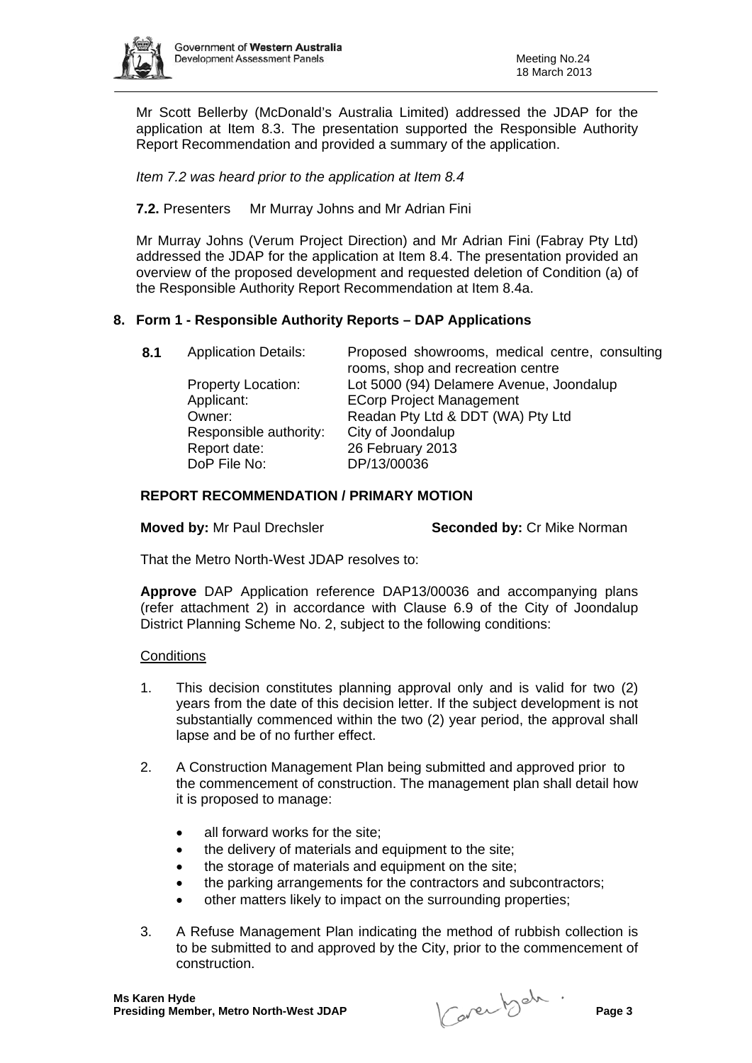Mr Scott Bellerby (McDonald's Australia Limited) addressed the JDAP for the application at Item 8.3. The presentation supported the Responsible Authority Report Recommendation and provided a summary of the application.

*Item 7.2 was heard prior to the application at Item 8.4*

**7.2.** Presenters Mr Murray Johns and Mr Adrian Fini

Mr Murray Johns (Verum Project Direction) and Mr Adrian Fini (Fabray Pty Ltd) addressed the JDAP for the application at Item 8.4. The presentation provided an overview of the proposed development and requested deletion of Condition (a) of the Responsible Authority Report Recommendation at Item 8.4a.

## 8. Form 1 - Responsible Authority Reports – DAP Applications

| **8.1** | Application Details: | Proposed showrooms, medical centre, consulting rooms, shop and recreation centre |
|---|---|---|
| | Property Location: | Lot 5000 (94) Delamere Avenue, Joondalup |
| | Applicant: | ECorp Project Management |
| | Owner: | Readan Pty Ltd & DDT (WA) Pty Ltd |
| | Responsible authority: | City of Joondalup |
| | Report date: | 26 February 2013 |
| | DoP File No: | DP/13/00036 |

### REPORT RECOMMENDATION / PRIMARY MOTION

**Moved by:** Mr Paul Drechsler **Seconded by:** Cr Mike Norman

That the Metro North-West JDAP resolves to:

**Approve** DAP Application reference DAP13/00036 and accompanying plans (refer attachment 2) in accordance with Clause 6.9 of the City of Joondalup District Planning Scheme No. 2, subject to the following conditions:

Conditions

1. This decision constitutes planning approval only and is valid for two (2) years from the date of this decision letter. If the subject development is not substantially commenced within the two (2) year period, the approval shall lapse and be of no further effect.

2. A Construction Management Plan being submitted and approved prior to the commencement of construction. The management plan shall detail how it is proposed to manage:

   - all forward works for the site;
   - the delivery of materials and equipment to the site;
   - the storage of materials and equipment on the site;
   - the parking arrangements for the contractors and subcontractors;
   - other matters likely to impact on the surrounding properties;

3. A Refuse Management Plan indicating the method of rubbish collection is to be submitted to and approved by the City, prior to the commencement of construction.

**Ms Karen Hyde**
**Presiding Member, Metro North-West JDAP**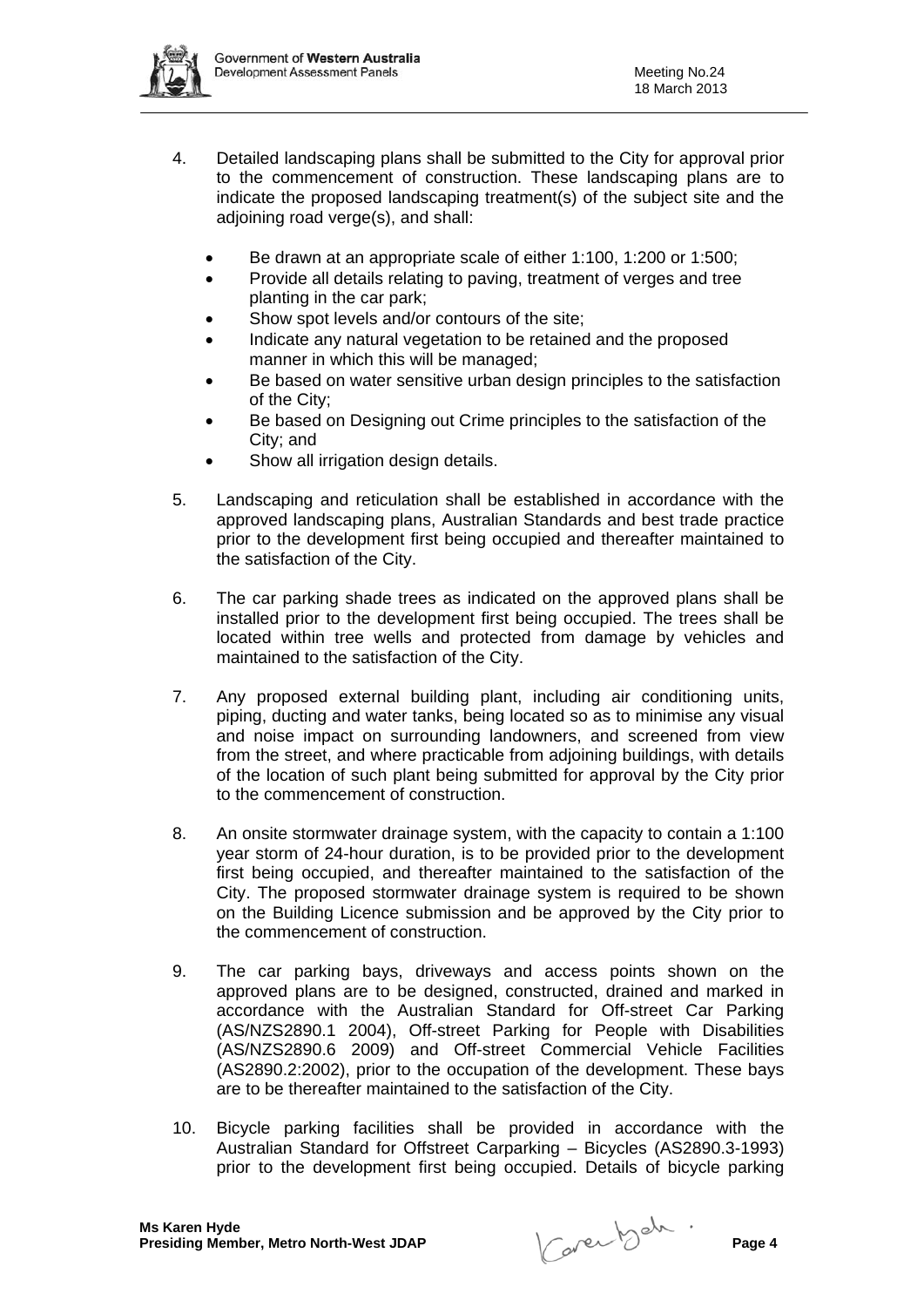4. Detailed landscaping plans shall be submitted to the City for approval prior to the commencement of construction. These landscaping plans are to indicate the proposed landscaping treatment(s) of the subject site and the adjoining road verge(s), and shall:

   - Be drawn at an appropriate scale of either 1:100, 1:200 or 1:500;
   - Provide all details relating to paving, treatment of verges and tree planting in the car park;
   - Show spot levels and/or contours of the site;
   - Indicate any natural vegetation to be retained and the proposed manner in which this will be managed;
   - Be based on water sensitive urban design principles to the satisfaction of the City;
   - Be based on Designing out Crime principles to the satisfaction of the City; and
   - Show all irrigation design details.

5. Landscaping and reticulation shall be established in accordance with the approved landscaping plans, Australian Standards and best trade practice prior to the development first being occupied and thereafter maintained to the satisfaction of the City.

6. The car parking shade trees as indicated on the approved plans shall be installed prior to the development first being occupied. The trees shall be located within tree wells and protected from damage by vehicles and maintained to the satisfaction of the City.

7. Any proposed external building plant, including air conditioning units, piping, ducting and water tanks, being located so as to minimise any visual and noise impact on surrounding landowners, and screened from view from the street, and where practicable from adjoining buildings, with details of the location of such plant being submitted for approval by the City prior to the commencement of construction.

8. An onsite stormwater drainage system, with the capacity to contain a 1:100 year storm of 24-hour duration, is to be provided prior to the development first being occupied, and thereafter maintained to the satisfaction of the City. The proposed stormwater drainage system is required to be shown on the Building Licence submission and be approved by the City prior to the commencement of construction.

9. The car parking bays, driveways and access points shown on the approved plans are to be designed, constructed, drained and marked in accordance with the Australian Standard for Off-street Car Parking (AS/NZS2890.1 2004), Off-street Parking for People with Disabilities (AS/NZS2890.6 2009) and Off-street Commercial Vehicle Facilities (AS2890.2:2002), prior to the occupation of the development. These bays are to be thereafter maintained to the satisfaction of the City.

10. Bicycle parking facilities shall be provided in accordance with the Australian Standard for Offstreet Carparking – Bicycles (AS2890.3-1993) prior to the development first being occupied. Details of bicycle parking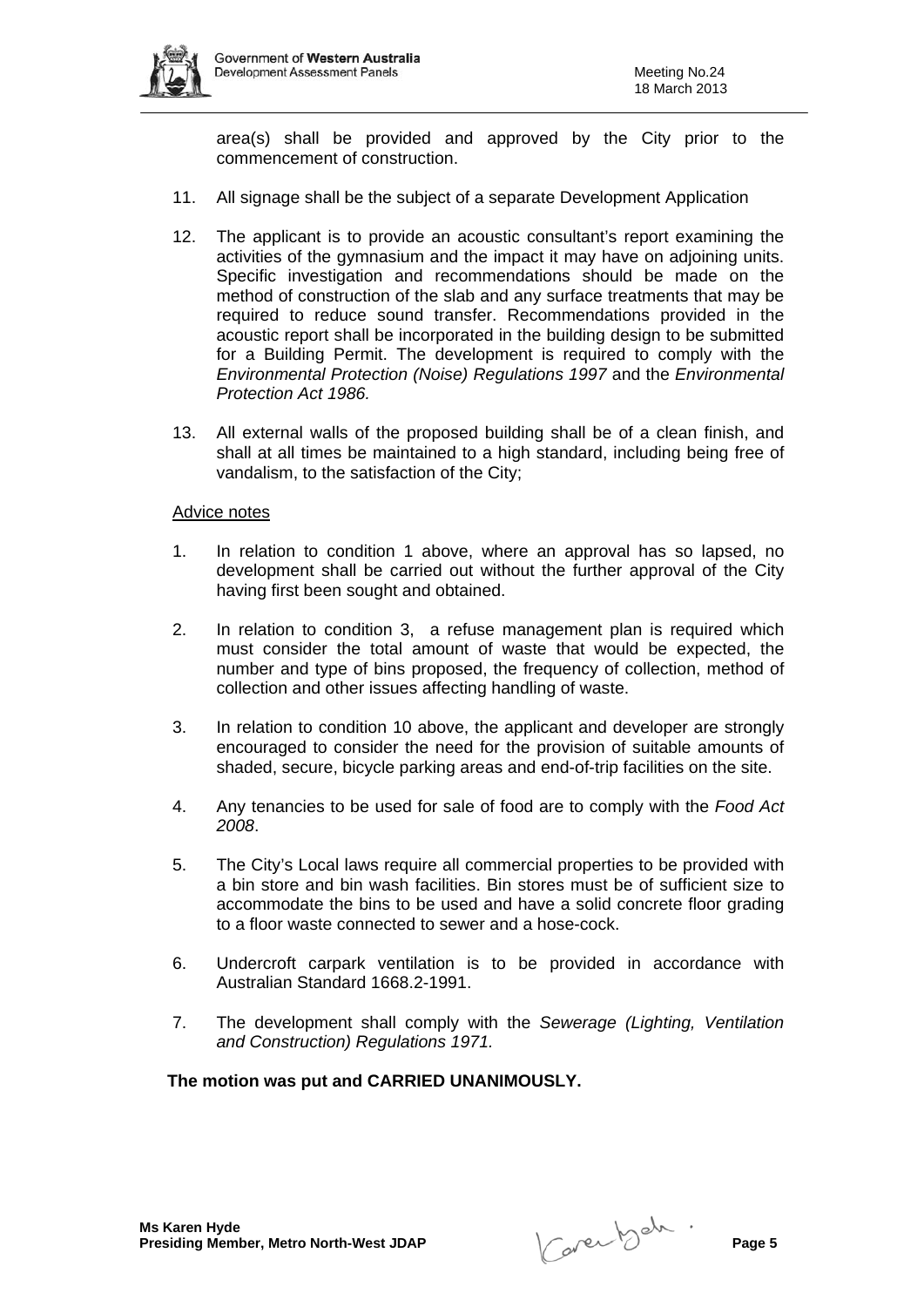area(s) shall be provided and approved by the City prior to the commencement of construction.

11. All signage shall be the subject of a separate Development Application

12. The applicant is to provide an acoustic consultant's report examining the activities of the gymnasium and the impact it may have on adjoining units. Specific investigation and recommendations should be made on the method of construction of the slab and any surface treatments that may be required to reduce sound transfer. Recommendations provided in the acoustic report shall be incorporated in the building design to be submitted for a Building Permit. The development is required to comply with the *Environmental Protection (Noise) Regulations 1997* and the *Environmental Protection Act 1986.*

13. All external walls of the proposed building shall be of a clean finish, and shall at all times be maintained to a high standard, including being free of vandalism, to the satisfaction of the City;

Advice notes

1. In relation to condition 1 above, where an approval has so lapsed, no development shall be carried out without the further approval of the City having first been sought and obtained.

2. In relation to condition 3, a refuse management plan is required which must consider the total amount of waste that would be expected, the number and type of bins proposed, the frequency of collection, method of collection and other issues affecting handling of waste.

3. In relation to condition 10 above, the applicant and developer are strongly encouraged to consider the need for the provision of suitable amounts of shaded, secure, bicycle parking areas and end-of-trip facilities on the site.

4. Any tenancies to be used for sale of food are to comply with the *Food Act 2008*.

5. The City's Local laws require all commercial properties to be provided with a bin store and bin wash facilities. Bin stores must be of sufficient size to accommodate the bins to be used and have a solid concrete floor grading to a floor waste connected to sewer and a hose-cock.

6. Undercroft carpark ventilation is to be provided in accordance with Australian Standard 1668.2-1991.

7. The development shall comply with the *Sewerage (Lighting, Ventilation and Construction) Regulations 1971.*

**The motion was put and CARRIED UNANIMOUSLY.**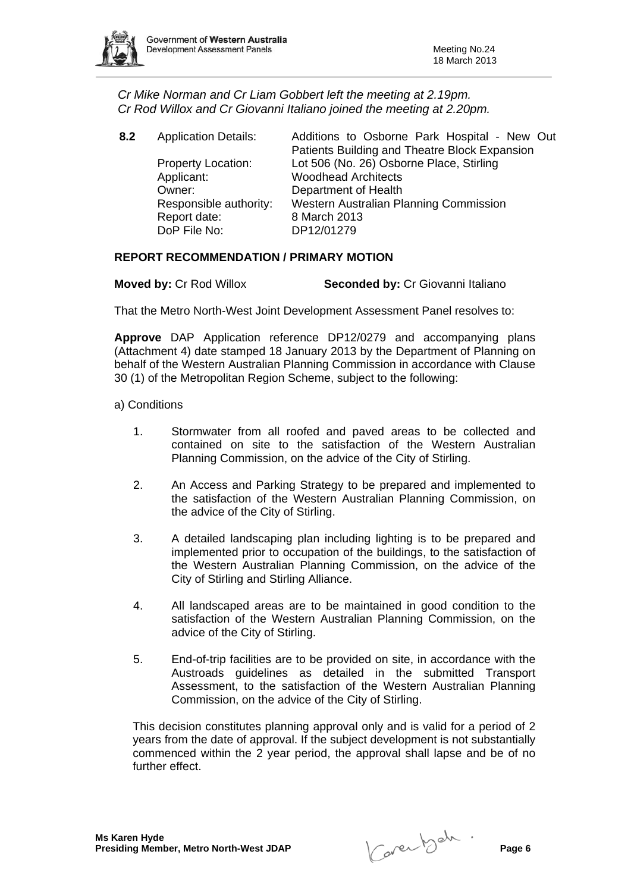*Cr Mike Norman and Cr Liam Gobbert left the meeting at 2.19pm.*
*Cr Rod Willox and Cr Giovanni Italiano joined the meeting at 2.20pm.*

| **8.2** | Application Details: | Additions to Osborne Park Hospital - New Out Patients Building and Theatre Block Expansion |
|---|---|---|
| | Property Location: | Lot 506 (No. 26) Osborne Place, Stirling |
| | Applicant: | Woodhead Architects |
| | Owner: | Department of Health |
| | Responsible authority: | Western Australian Planning Commission |
| | Report date: | 8 March 2013 |
| | DoP File No: | DP12/01279 |

**REPORT RECOMMENDATION / PRIMARY MOTION**

**Moved by:** Cr Rod Willox **Seconded by:** Cr Giovanni Italiano

That the Metro North-West Joint Development Assessment Panel resolves to:

**Approve** DAP Application reference DP12/0279 and accompanying plans (Attachment 4) date stamped 18 January 2013 by the Department of Planning on behalf of the Western Australian Planning Commission in accordance with Clause 30 (1) of the Metropolitan Region Scheme, subject to the following:

a) Conditions

1. Stormwater from all roofed and paved areas to be collected and contained on site to the satisfaction of the Western Australian Planning Commission, on the advice of the City of Stirling.

2. An Access and Parking Strategy to be prepared and implemented to the satisfaction of the Western Australian Planning Commission, on the advice of the City of Stirling.

3. A detailed landscaping plan including lighting is to be prepared and implemented prior to occupation of the buildings, to the satisfaction of the Western Australian Planning Commission, on the advice of the City of Stirling and Stirling Alliance.

4. All landscaped areas are to be maintained in good condition to the satisfaction of the Western Australian Planning Commission, on the advice of the City of Stirling.

5. End-of-trip facilities are to be provided on site, in accordance with the Austroads guidelines as detailed in the submitted Transport Assessment, to the satisfaction of the Western Australian Planning Commission, on the advice of the City of Stirling.

This decision constitutes planning approval only and is valid for a period of 2 years from the date of approval. If the subject development is not substantially commenced within the 2 year period, the approval shall lapse and be of no further effect.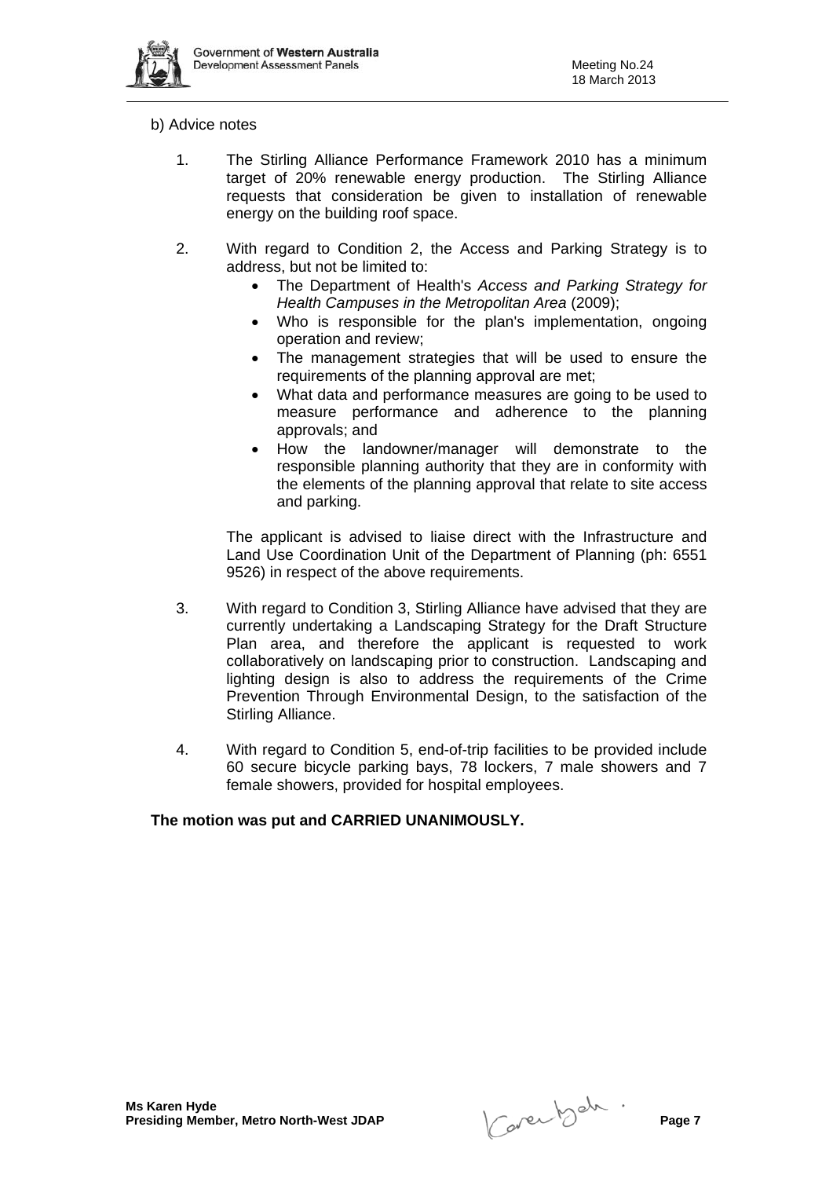b) Advice notes

1. The Stirling Alliance Performance Framework 2010 has a minimum target of 20% renewable energy production. The Stirling Alliance requests that consideration be given to installation of renewable energy on the building roof space.

2. With regard to Condition 2, the Access and Parking Strategy is to address, but not be limited to:
   - The Department of Health's *Access and Parking Strategy for Health Campuses in the Metropolitan Area* (2009);
   - Who is responsible for the plan's implementation, ongoing operation and review;
   - The management strategies that will be used to ensure the requirements of the planning approval are met;
   - What data and performance measures are going to be used to measure performance and adherence to the planning approvals; and
   - How the landowner/manager will demonstrate to the responsible planning authority that they are in conformity with the elements of the planning approval that relate to site access and parking.

   The applicant is advised to liaise direct with the Infrastructure and Land Use Coordination Unit of the Department of Planning (ph: 6551 9526) in respect of the above requirements.

3. With regard to Condition 3, Stirling Alliance have advised that they are currently undertaking a Landscaping Strategy for the Draft Structure Plan area, and therefore the applicant is requested to work collaboratively on landscaping prior to construction. Landscaping and lighting design is also to address the requirements of the Crime Prevention Through Environmental Design, to the satisfaction of the Stirling Alliance.

4. With regard to Condition 5, end-of-trip facilities to be provided include 60 secure bicycle parking bays, 78 lockers, 7 male showers and 7 female showers, provided for hospital employees.

**The motion was put and CARRIED UNANIMOUSLY.**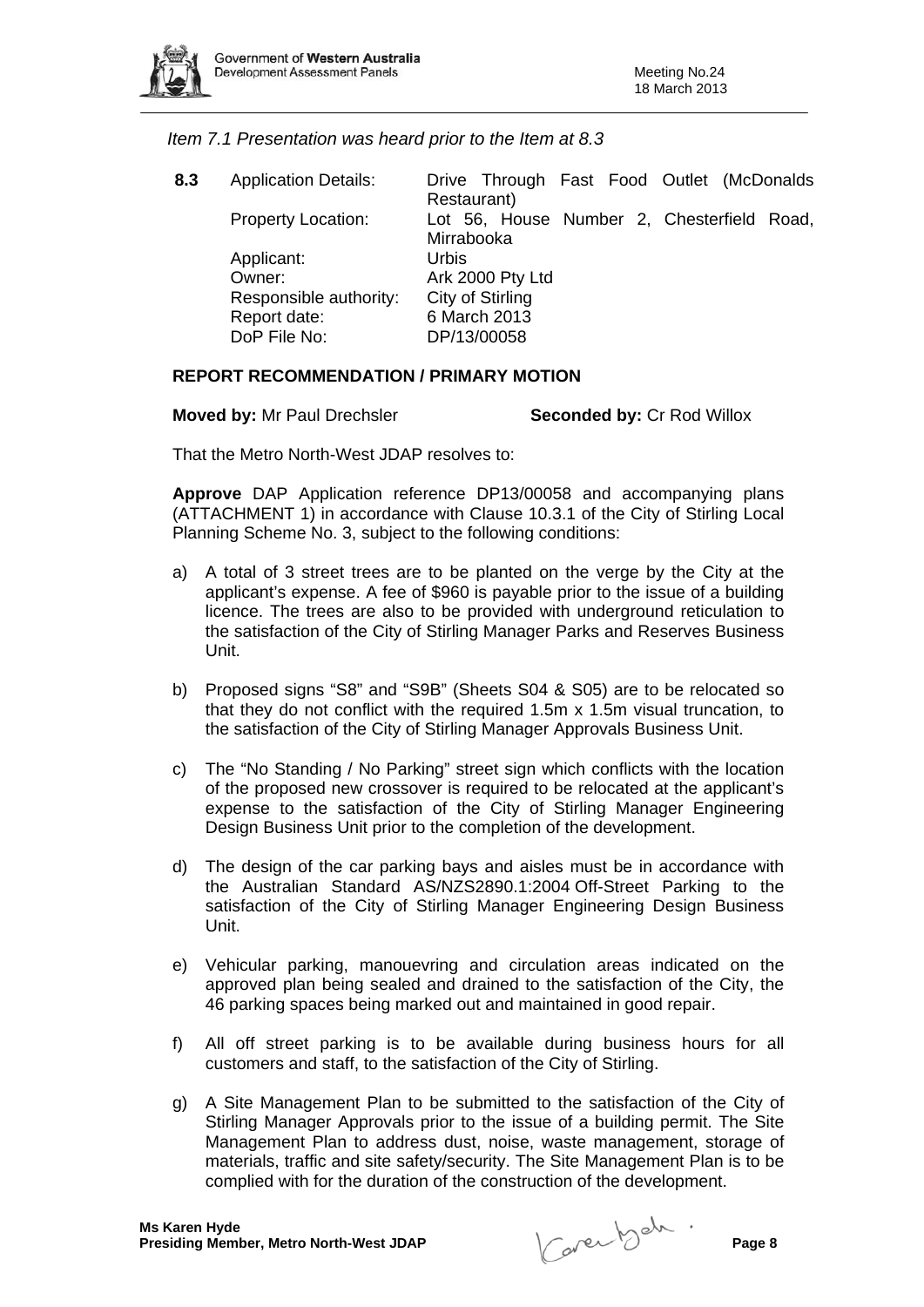*Item 7.1 Presentation was heard prior to the Item at 8.3*

| **8.3** | Application Details: | Drive Through Fast Food Outlet (McDonalds Restaurant) |
|---|---|---|
| | Property Location: | Lot 56, House Number 2, Chesterfield Road, Mirrabooka |
| | Applicant: | Urbis |
| | Owner: | Ark 2000 Pty Ltd |
| | Responsible authority: | City of Stirling |
| | Report date: | 6 March 2013 |
| | DoP File No: | DP/13/00058 |

**REPORT RECOMMENDATION / PRIMARY MOTION**

**Moved by:** Mr Paul Drechsler **Seconded by:** Cr Rod Willox

That the Metro North-West JDAP resolves to:

**Approve** DAP Application reference DP13/00058 and accompanying plans (ATTACHMENT 1) in accordance with Clause 10.3.1 of the City of Stirling Local Planning Scheme No. 3, subject to the following conditions:

a) A total of 3 street trees are to be planted on the verge by the City at the applicant's expense. A fee of $960 is payable prior to the issue of a building licence. The trees are also to be provided with underground reticulation to the satisfaction of the City of Stirling Manager Parks and Reserves Business Unit.

b) Proposed signs "S8" and "S9B" (Sheets S04 & S05) are to be relocated so that they do not conflict with the required 1.5m x 1.5m visual truncation, to the satisfaction of the City of Stirling Manager Approvals Business Unit.

c) The "No Standing / No Parking" street sign which conflicts with the location of the proposed new crossover is required to be relocated at the applicant's expense to the satisfaction of the City of Stirling Manager Engineering Design Business Unit prior to the completion of the development.

d) The design of the car parking bays and aisles must be in accordance with the Australian Standard AS/NZS2890.1:2004 Off-Street Parking to the satisfaction of the City of Stirling Manager Engineering Design Business Unit.

e) Vehicular parking, manouevring and circulation areas indicated on the approved plan being sealed and drained to the satisfaction of the City, the 46 parking spaces being marked out and maintained in good repair.

f) All off street parking is to be available during business hours for all customers and staff, to the satisfaction of the City of Stirling.

g) A Site Management Plan to be submitted to the satisfaction of the City of Stirling Manager Approvals prior to the issue of a building permit. The Site Management Plan to address dust, noise, waste management, storage of materials, traffic and site safety/security. The Site Management Plan is to be complied with for the duration of the construction of the development.

**Ms Karen Hyde**
**Presiding Member, Metro North-West JDAP**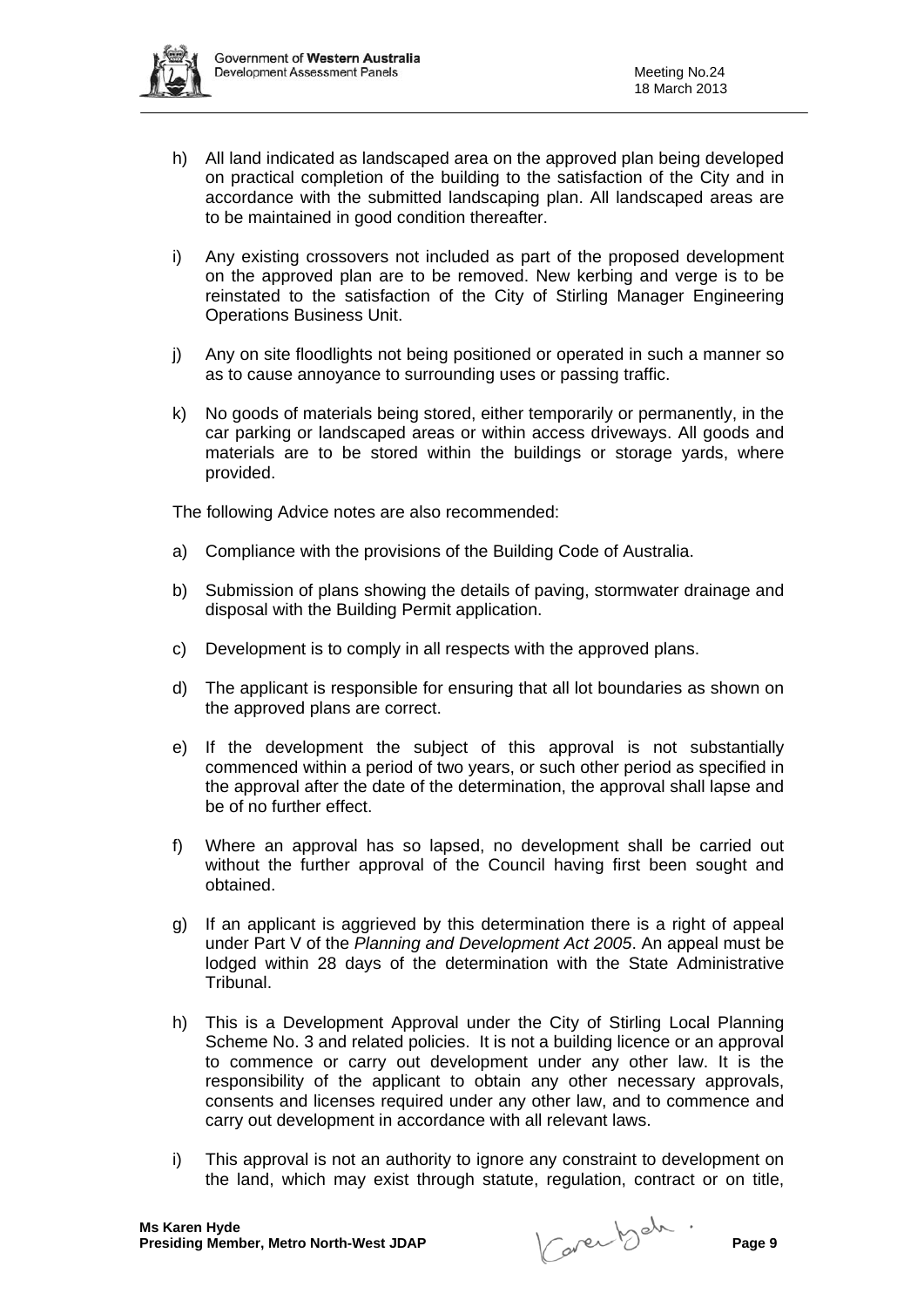h) All land indicated as landscaped area on the approved plan being developed on practical completion of the building to the satisfaction of the City and in accordance with the submitted landscaping plan. All landscaped areas are to be maintained in good condition thereafter.

i) Any existing crossovers not included as part of the proposed development on the approved plan are to be removed. New kerbing and verge is to be reinstated to the satisfaction of the City of Stirling Manager Engineering Operations Business Unit.

j) Any on site floodlights not being positioned or operated in such a manner so as to cause annoyance to surrounding uses or passing traffic.

k) No goods of materials being stored, either temporarily or permanently, in the car parking or landscaped areas or within access driveways. All goods and materials are to be stored within the buildings or storage yards, where provided.

The following Advice notes are also recommended:

a) Compliance with the provisions of the Building Code of Australia.

b) Submission of plans showing the details of paving, stormwater drainage and disposal with the Building Permit application.

c) Development is to comply in all respects with the approved plans.

d) The applicant is responsible for ensuring that all lot boundaries as shown on the approved plans are correct.

e) If the development the subject of this approval is not substantially commenced within a period of two years, or such other period as specified in the approval after the date of the determination, the approval shall lapse and be of no further effect.

f) Where an approval has so lapsed, no development shall be carried out without the further approval of the Council having first been sought and obtained.

g) If an applicant is aggrieved by this determination there is a right of appeal under Part V of the *Planning and Development Act 2005*. An appeal must be lodged within 28 days of the determination with the State Administrative Tribunal.

h) This is a Development Approval under the City of Stirling Local Planning Scheme No. 3 and related policies. It is not a building licence or an approval to commence or carry out development under any other law. It is the responsibility of the applicant to obtain any other necessary approvals, consents and licenses required under any other law, and to commence and carry out development in accordance with all relevant laws.

i) This approval is not an authority to ignore any constraint to development on the land, which may exist through statute, regulation, contract or on title,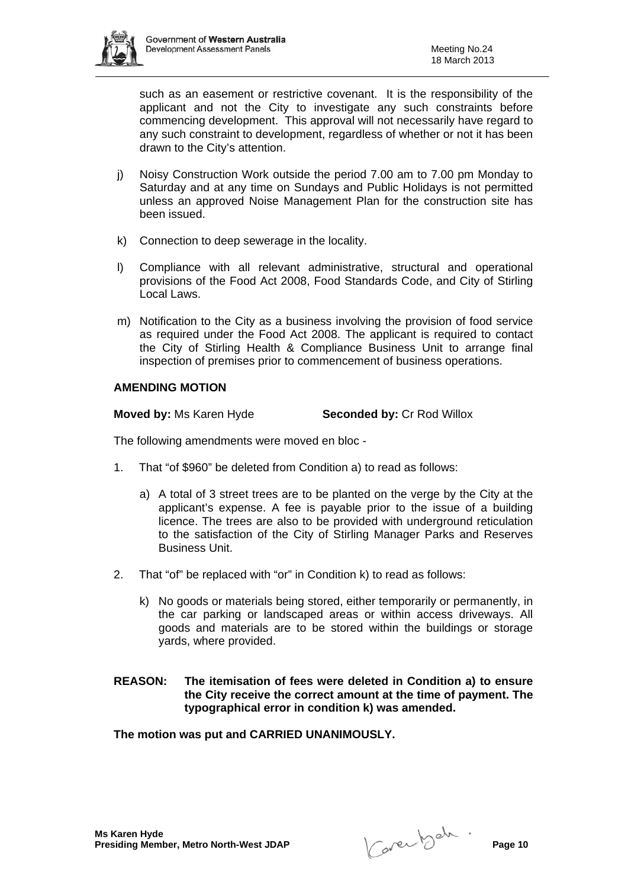such as an easement or restrictive covenant. It is the responsibility of the applicant and not the City to investigate any such constraints before commencing development. This approval will not necessarily have regard to any such constraint to development, regardless of whether or not it has been drawn to the City's attention.

j) Noisy Construction Work outside the period 7.00 am to 7.00 pm Monday to Saturday and at any time on Sundays and Public Holidays is not permitted unless an approved Noise Management Plan for the construction site has been issued.

k) Connection to deep sewerage in the locality.

l) Compliance with all relevant administrative, structural and operational provisions of the Food Act 2008, Food Standards Code, and City of Stirling Local Laws.

m) Notification to the City as a business involving the provision of food service as required under the Food Act 2008. The applicant is required to contact the City of Stirling Health & Compliance Business Unit to arrange final inspection of premises prior to commencement of business operations.

**AMENDING MOTION**

**Moved by:** Ms Karen Hyde **Seconded by:** Cr Rod Willox

The following amendments were moved en bloc -

1. That "of $960" be deleted from Condition a) to read as follows:

   a) A total of 3 street trees are to be planted on the verge by the City at the applicant's expense. A fee is payable prior to the issue of a building licence. The trees are also to be provided with underground reticulation to the satisfaction of the City of Stirling Manager Parks and Reserves Business Unit.

2. That "of" be replaced with "or" in Condition k) to read as follows:

   k) No goods or materials being stored, either temporarily or permanently, in the car parking or landscaped areas or within access driveways. All goods and materials are to be stored within the buildings or storage yards, where provided.

**REASON: The itemisation of fees were deleted in Condition a) to ensure the City receive the correct amount at the time of payment. The typographical error in condition k) was amended.**

**The motion was put and CARRIED UNANIMOUSLY.**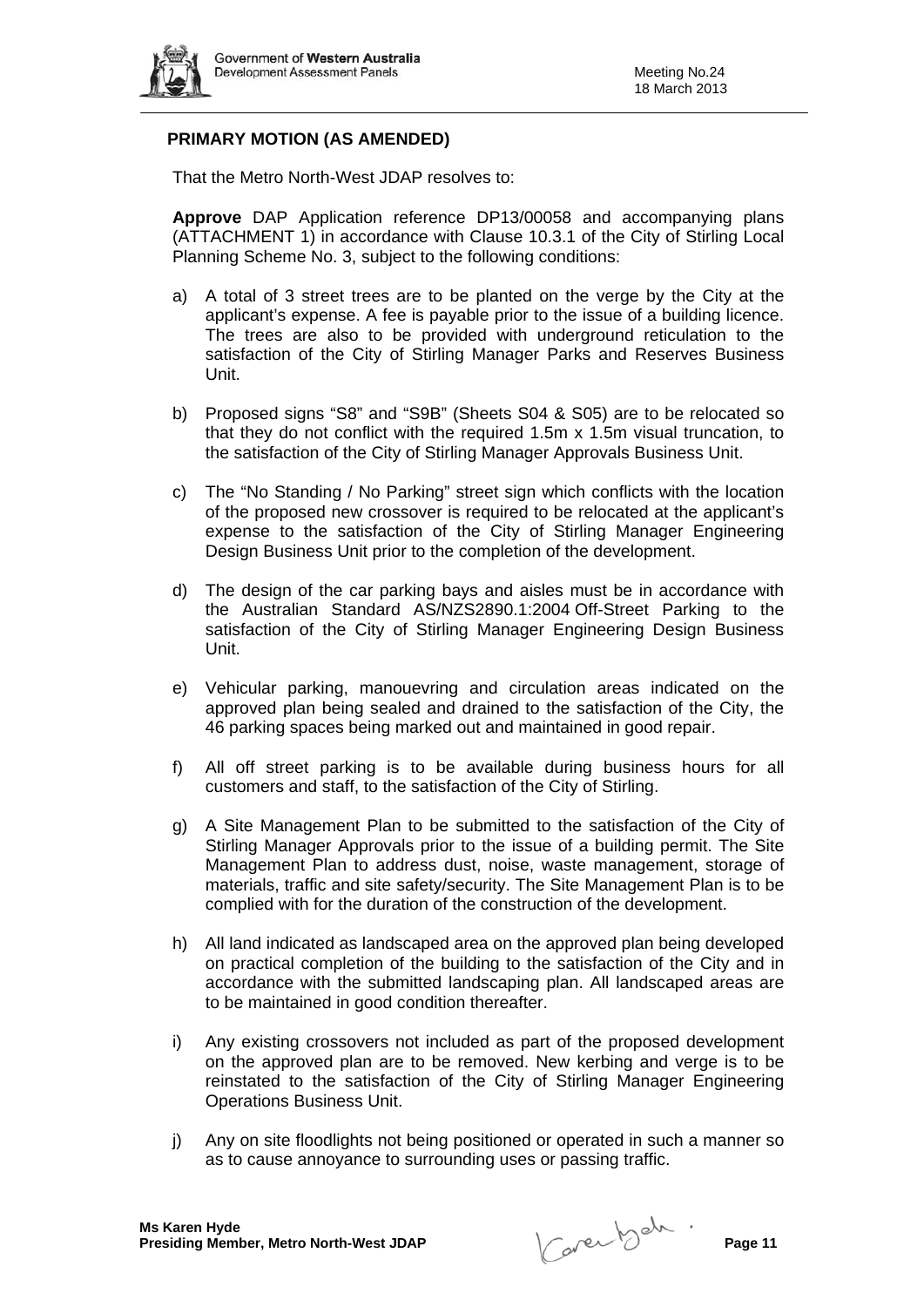**PRIMARY MOTION (AS AMENDED)**

That the Metro North-West JDAP resolves to:

**Approve** DAP Application reference DP13/00058 and accompanying plans (ATTACHMENT 1) in accordance with Clause 10.3.1 of the City of Stirling Local Planning Scheme No. 3, subject to the following conditions:

a) A total of 3 street trees are to be planted on the verge by the City at the applicant's expense. A fee is payable prior to the issue of a building licence. The trees are also to be provided with underground reticulation to the satisfaction of the City of Stirling Manager Parks and Reserves Business Unit.

b) Proposed signs "S8" and "S9B" (Sheets S04 & S05) are to be relocated so that they do not conflict with the required 1.5m x 1.5m visual truncation, to the satisfaction of the City of Stirling Manager Approvals Business Unit.

c) The "No Standing / No Parking" street sign which conflicts with the location of the proposed new crossover is required to be relocated at the applicant's expense to the satisfaction of the City of Stirling Manager Engineering Design Business Unit prior to the completion of the development.

d) The design of the car parking bays and aisles must be in accordance with the Australian Standard AS/NZS2890.1:2004 Off-Street Parking to the satisfaction of the City of Stirling Manager Engineering Design Business Unit.

e) Vehicular parking, manouevring and circulation areas indicated on the approved plan being sealed and drained to the satisfaction of the City, the 46 parking spaces being marked out and maintained in good repair.

f) All off street parking is to be available during business hours for all customers and staff, to the satisfaction of the City of Stirling.

g) A Site Management Plan to be submitted to the satisfaction of the City of Stirling Manager Approvals prior to the issue of a building permit. The Site Management Plan to address dust, noise, waste management, storage of materials, traffic and site safety/security. The Site Management Plan is to be complied with for the duration of the construction of the development.

h) All land indicated as landscaped area on the approved plan being developed on practical completion of the building to the satisfaction of the City and in accordance with the submitted landscaping plan. All landscaped areas are to be maintained in good condition thereafter.

i) Any existing crossovers not included as part of the proposed development on the approved plan are to be removed. New kerbing and verge is to be reinstated to the satisfaction of the City of Stirling Manager Engineering Operations Business Unit.

j) Any on site floodlights not being positioned or operated in such a manner so as to cause annoyance to surrounding uses or passing traffic.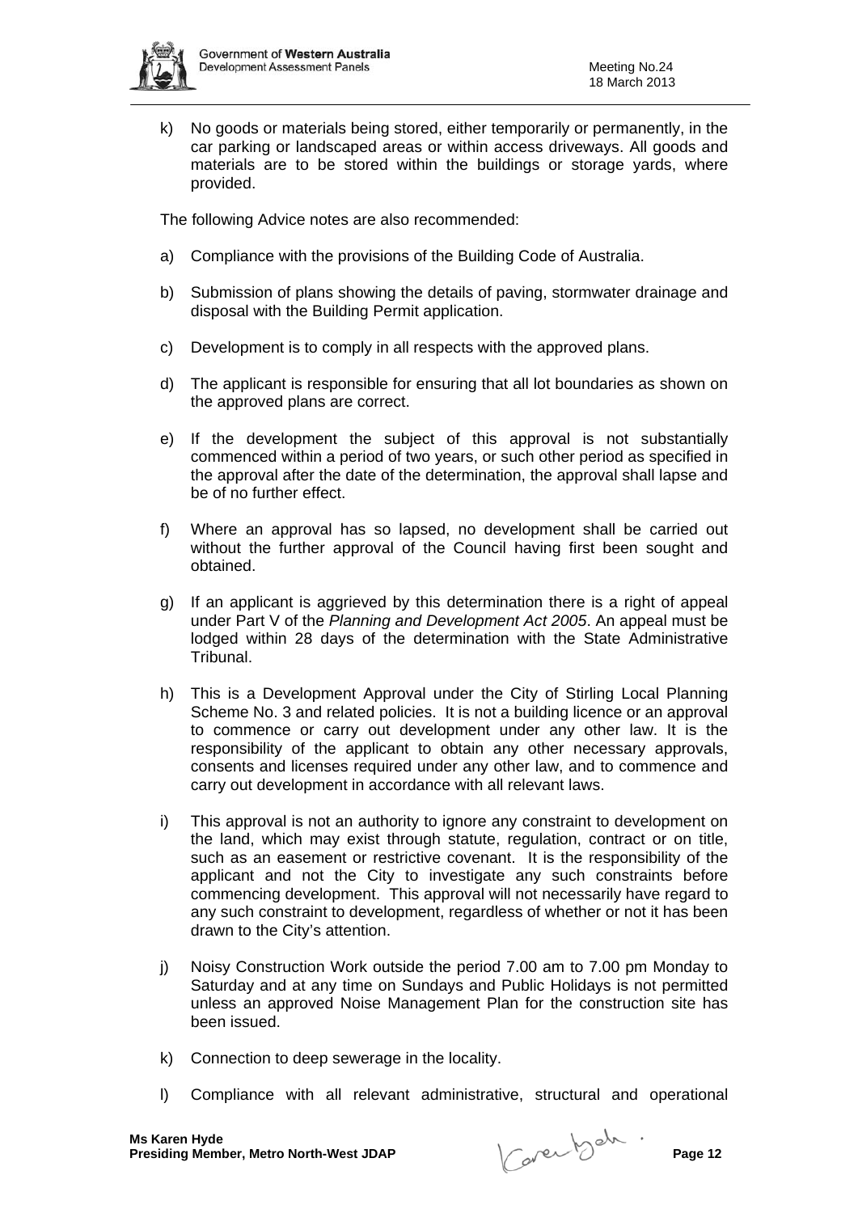k) No goods or materials being stored, either temporarily or permanently, in the car parking or landscaped areas or within access driveways. All goods and materials are to be stored within the buildings or storage yards, where provided.

The following Advice notes are also recommended:

a) Compliance with the provisions of the Building Code of Australia.

b) Submission of plans showing the details of paving, stormwater drainage and disposal with the Building Permit application.

c) Development is to comply in all respects with the approved plans.

d) The applicant is responsible for ensuring that all lot boundaries as shown on the approved plans are correct.

e) If the development the subject of this approval is not substantially commenced within a period of two years, or such other period as specified in the approval after the date of the determination, the approval shall lapse and be of no further effect.

f) Where an approval has so lapsed, no development shall be carried out without the further approval of the Council having first been sought and obtained.

g) If an applicant is aggrieved by this determination there is a right of appeal under Part V of the *Planning and Development Act 2005*. An appeal must be lodged within 28 days of the determination with the State Administrative Tribunal.

h) This is a Development Approval under the City of Stirling Local Planning Scheme No. 3 and related policies. It is not a building licence or an approval to commence or carry out development under any other law. It is the responsibility of the applicant to obtain any other necessary approvals, consents and licenses required under any other law, and to commence and carry out development in accordance with all relevant laws.

i) This approval is not an authority to ignore any constraint to development on the land, which may exist through statute, regulation, contract or on title, such as an easement or restrictive covenant. It is the responsibility of the applicant and not the City to investigate any such constraints before commencing development. This approval will not necessarily have regard to any such constraint to development, regardless of whether or not it has been drawn to the City's attention.

j) Noisy Construction Work outside the period 7.00 am to 7.00 pm Monday to Saturday and at any time on Sundays and Public Holidays is not permitted unless an approved Noise Management Plan for the construction site has been issued.

k) Connection to deep sewerage in the locality.

l) Compliance with all relevant administrative, structural and operational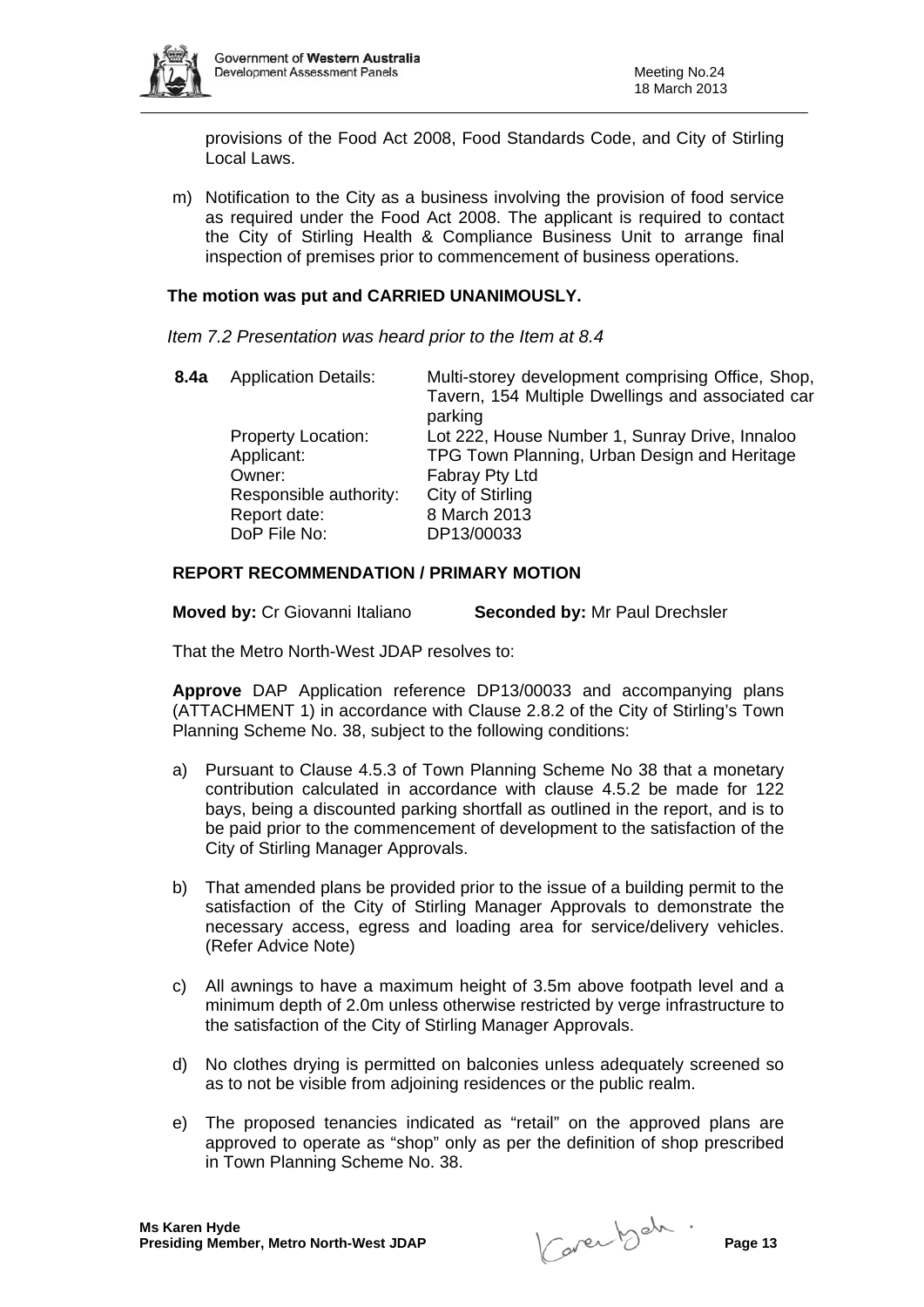provisions of the Food Act 2008, Food Standards Code, and City of Stirling Local Laws.

m) Notification to the City as a business involving the provision of food service as required under the Food Act 2008. The applicant is required to contact the City of Stirling Health & Compliance Business Unit to arrange final inspection of premises prior to commencement of business operations.

**The motion was put and CARRIED UNANIMOUSLY.**

*Item 7.2 Presentation was heard prior to the Item at 8.4*

| **8.4a** | Application Details: | Multi-storey development comprising Office, Shop, Tavern, 154 Multiple Dwellings and associated car parking |
|---|---|---|
| | Property Location: | Lot 222, House Number 1, Sunray Drive, Innaloo |
| | Applicant: | TPG Town Planning, Urban Design and Heritage |
| | Owner: | Fabray Pty Ltd |
| | Responsible authority: | City of Stirling |
| | Report date: | 8 March 2013 |
| | DoP File No: | DP13/00033 |

**REPORT RECOMMENDATION / PRIMARY MOTION**

**Moved by:** Cr Giovanni Italiano **Seconded by:** Mr Paul Drechsler

That the Metro North-West JDAP resolves to:

**Approve** DAP Application reference DP13/00033 and accompanying plans (ATTACHMENT 1) in accordance with Clause 2.8.2 of the City of Stirling's Town Planning Scheme No. 38, subject to the following conditions:

a) Pursuant to Clause 4.5.3 of Town Planning Scheme No 38 that a monetary contribution calculated in accordance with clause 4.5.2 be made for 122 bays, being a discounted parking shortfall as outlined in the report, and is to be paid prior to the commencement of development to the satisfaction of the City of Stirling Manager Approvals.

b) That amended plans be provided prior to the issue of a building permit to the satisfaction of the City of Stirling Manager Approvals to demonstrate the necessary access, egress and loading area for service/delivery vehicles. (Refer Advice Note)

c) All awnings to have a maximum height of 3.5m above footpath level and a minimum depth of 2.0m unless otherwise restricted by verge infrastructure to the satisfaction of the City of Stirling Manager Approvals.

d) No clothes drying is permitted on balconies unless adequately screened so as to not be visible from adjoining residences or the public realm.

e) The proposed tenancies indicated as "retail" on the approved plans are approved to operate as "shop" only as per the definition of shop prescribed in Town Planning Scheme No. 38.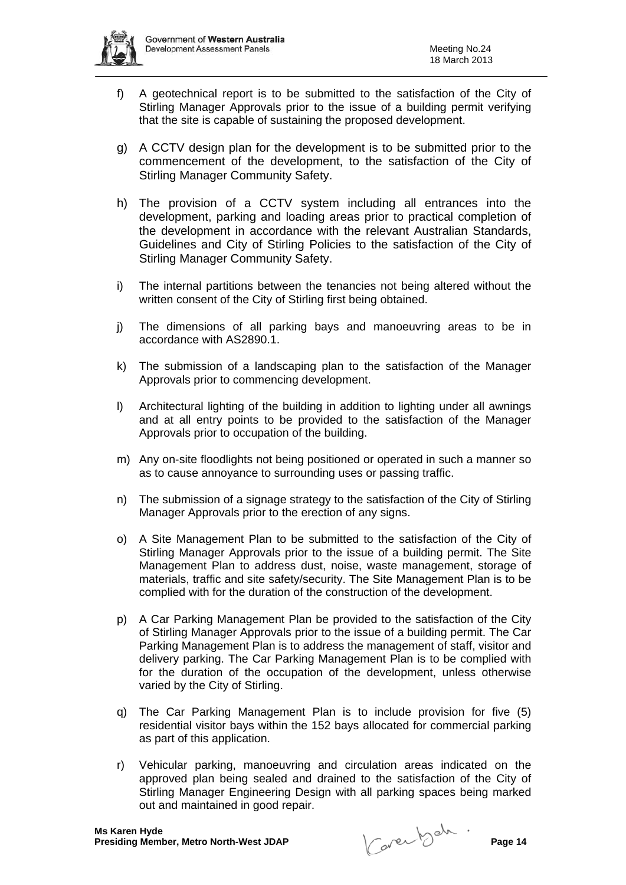f) A geotechnical report is to be submitted to the satisfaction of the City of Stirling Manager Approvals prior to the issue of a building permit verifying that the site is capable of sustaining the proposed development.

g) A CCTV design plan for the development is to be submitted prior to the commencement of the development, to the satisfaction of the City of Stirling Manager Community Safety.

h) The provision of a CCTV system including all entrances into the development, parking and loading areas prior to practical completion of the development in accordance with the relevant Australian Standards, Guidelines and City of Stirling Policies to the satisfaction of the City of Stirling Manager Community Safety.

i) The internal partitions between the tenancies not being altered without the written consent of the City of Stirling first being obtained.

j) The dimensions of all parking bays and manoeuvring areas to be in accordance with AS2890.1.

k) The submission of a landscaping plan to the satisfaction of the Manager Approvals prior to commencing development.

l) Architectural lighting of the building in addition to lighting under all awnings and at all entry points to be provided to the satisfaction of the Manager Approvals prior to occupation of the building.

m) Any on-site floodlights not being positioned or operated in such a manner so as to cause annoyance to surrounding uses or passing traffic.

n) The submission of a signage strategy to the satisfaction of the City of Stirling Manager Approvals prior to the erection of any signs.

o) A Site Management Plan to be submitted to the satisfaction of the City of Stirling Manager Approvals prior to the issue of a building permit. The Site Management Plan to address dust, noise, waste management, storage of materials, traffic and site safety/security. The Site Management Plan is to be complied with for the duration of the construction of the development.

p) A Car Parking Management Plan be provided to the satisfaction of the City of Stirling Manager Approvals prior to the issue of a building permit. The Car Parking Management Plan is to address the management of staff, visitor and delivery parking. The Car Parking Management Plan is to be complied with for the duration of the occupation of the development, unless otherwise varied by the City of Stirling.

q) The Car Parking Management Plan is to include provision for five (5) residential visitor bays within the 152 bays allocated for commercial parking as part of this application.

r) Vehicular parking, manoeuvring and circulation areas indicated on the approved plan being sealed and drained to the satisfaction of the City of Stirling Manager Engineering Design with all parking spaces being marked out and maintained in good repair.

**Ms Karen Hyde**
**Presiding Member, Metro North-West JDAP**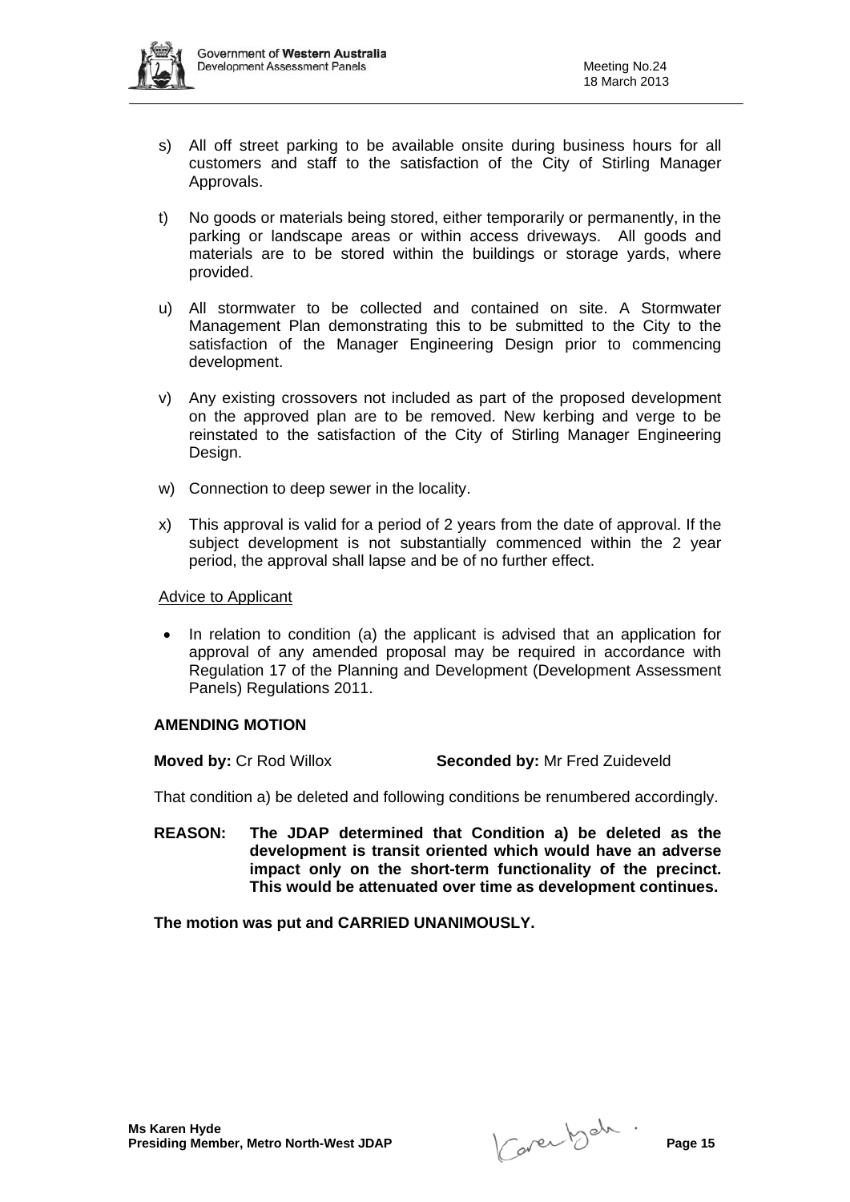s) All off street parking to be available onsite during business hours for all customers and staff to the satisfaction of the City of Stirling Manager Approvals.

t) No goods or materials being stored, either temporarily or permanently, in the parking or landscape areas or within access driveways. All goods and materials are to be stored within the buildings or storage yards, where provided.

u) All stormwater to be collected and contained on site. A Stormwater Management Plan demonstrating this to be submitted to the City to the satisfaction of the Manager Engineering Design prior to commencing development.

v) Any existing crossovers not included as part of the proposed development on the approved plan are to be removed. New kerbing and verge to be reinstated to the satisfaction of the City of Stirling Manager Engineering Design.

w) Connection to deep sewer in the locality.

x) This approval is valid for a period of 2 years from the date of approval. If the subject development is not substantially commenced within the 2 year period, the approval shall lapse and be of no further effect.

Advice to Applicant

- In relation to condition (a) the applicant is advised that an application for approval of any amended proposal may be required in accordance with Regulation 17 of the Planning and Development (Development Assessment Panels) Regulations 2011.

**AMENDING MOTION**

**Moved by:** Cr Rod Willox **Seconded by:** Mr Fred Zuideveld

That condition a) be deleted and following conditions be renumbered accordingly.

**REASON: The JDAP determined that Condition a) be deleted as the development is transit oriented which would have an adverse impact only on the short-term functionality of the precinct. This would be attenuated over time as development continues.**

**The motion was put and CARRIED UNANIMOUSLY.**

**Ms Karen Hyde**
**Presiding Member, Metro North-West JDAP**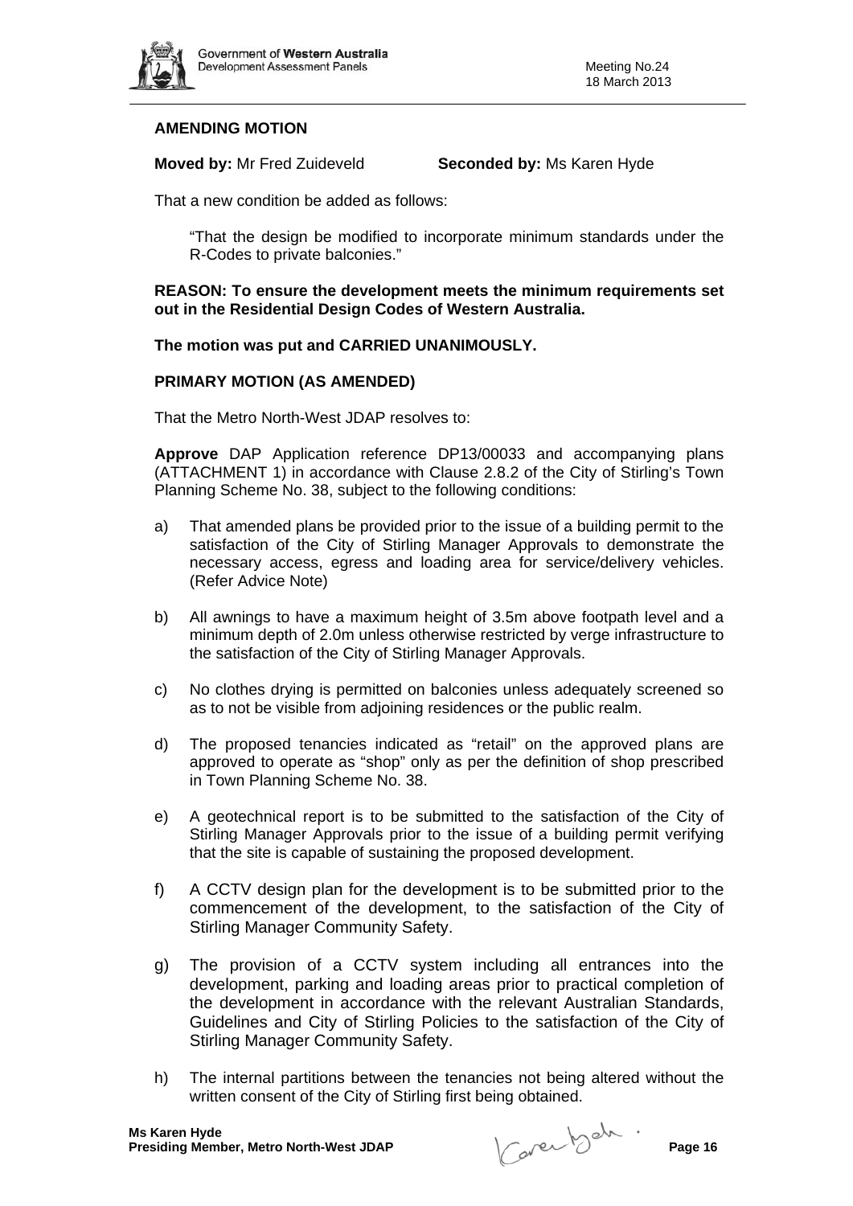**AMENDING MOTION**

**Moved by:** Mr Fred Zuideveld **Seconded by:** Ms Karen Hyde

That a new condition be added as follows:

> "That the design be modified to incorporate minimum standards under the R-Codes to private balconies."

**REASON: To ensure the development meets the minimum requirements set out in the Residential Design Codes of Western Australia.**

**The motion was put and CARRIED UNANIMOUSLY.**

**PRIMARY MOTION (AS AMENDED)**

That the Metro North-West JDAP resolves to:

**Approve** DAP Application reference DP13/00033 and accompanying plans (ATTACHMENT 1) in accordance with Clause 2.8.2 of the City of Stirling's Town Planning Scheme No. 38, subject to the following conditions:

a) That amended plans be provided prior to the issue of a building permit to the satisfaction of the City of Stirling Manager Approvals to demonstrate the necessary access, egress and loading area for service/delivery vehicles. (Refer Advice Note)

b) All awnings to have a maximum height of 3.5m above footpath level and a minimum depth of 2.0m unless otherwise restricted by verge infrastructure to the satisfaction of the City of Stirling Manager Approvals.

c) No clothes drying is permitted on balconies unless adequately screened so as to not be visible from adjoining residences or the public realm.

d) The proposed tenancies indicated as "retail" on the approved plans are approved to operate as "shop" only as per the definition of shop prescribed in Town Planning Scheme No. 38.

e) A geotechnical report is to be submitted to the satisfaction of the City of Stirling Manager Approvals prior to the issue of a building permit verifying that the site is capable of sustaining the proposed development.

f) A CCTV design plan for the development is to be submitted prior to the commencement of the development, to the satisfaction of the City of Stirling Manager Community Safety.

g) The provision of a CCTV system including all entrances into the development, parking and loading areas prior to practical completion of the development in accordance with the relevant Australian Standards, Guidelines and City of Stirling Policies to the satisfaction of the City of Stirling Manager Community Safety.

h) The internal partitions between the tenancies not being altered without the written consent of the City of Stirling first being obtained.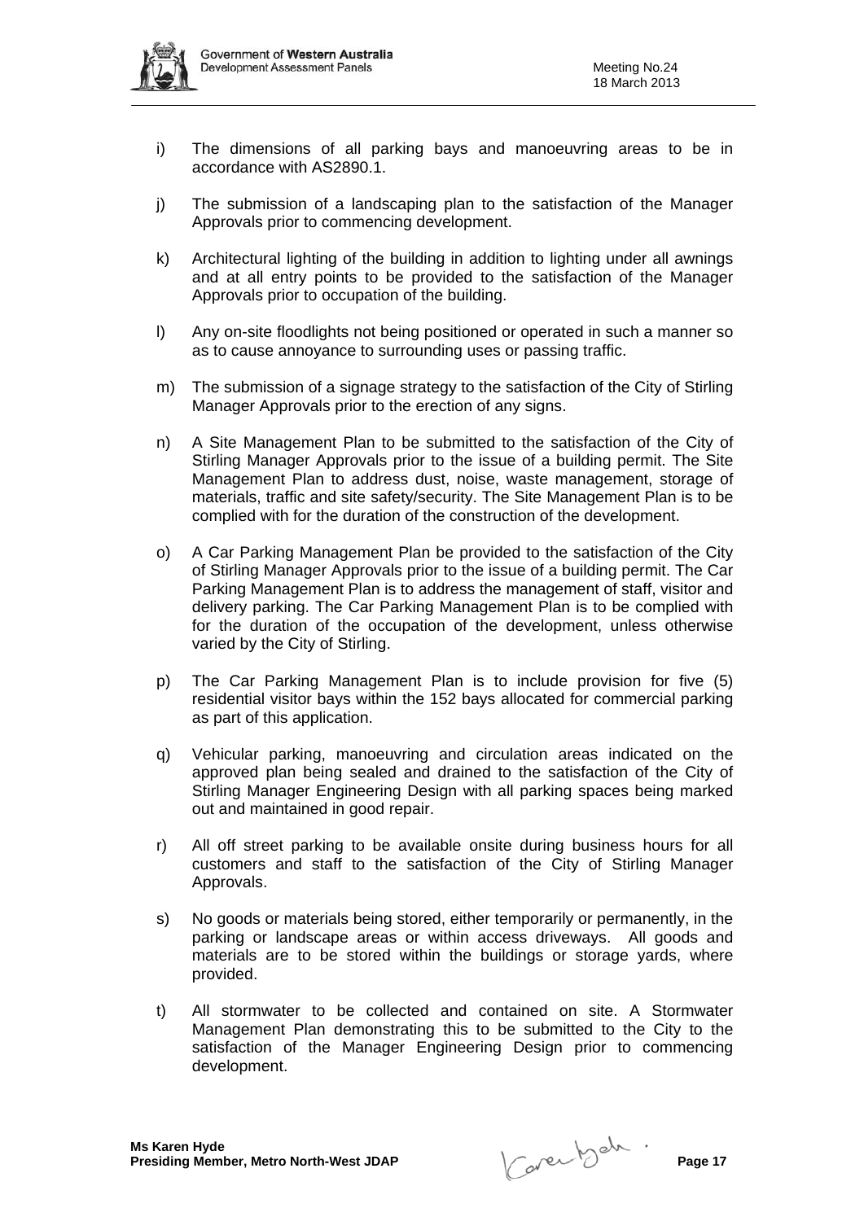i) The dimensions of all parking bays and manoeuvring areas to be in accordance with AS2890.1.

j) The submission of a landscaping plan to the satisfaction of the Manager Approvals prior to commencing development.

k) Architectural lighting of the building in addition to lighting under all awnings and at all entry points to be provided to the satisfaction of the Manager Approvals prior to occupation of the building.

l) Any on-site floodlights not being positioned or operated in such a manner so as to cause annoyance to surrounding uses or passing traffic.

m) The submission of a signage strategy to the satisfaction of the City of Stirling Manager Approvals prior to the erection of any signs.

n) A Site Management Plan to be submitted to the satisfaction of the City of Stirling Manager Approvals prior to the issue of a building permit. The Site Management Plan to address dust, noise, waste management, storage of materials, traffic and site safety/security. The Site Management Plan is to be complied with for the duration of the construction of the development.

o) A Car Parking Management Plan be provided to the satisfaction of the City of Stirling Manager Approvals prior to the issue of a building permit. The Car Parking Management Plan is to address the management of staff, visitor and delivery parking. The Car Parking Management Plan is to be complied with for the duration of the occupation of the development, unless otherwise varied by the City of Stirling.

p) The Car Parking Management Plan is to include provision for five (5) residential visitor bays within the 152 bays allocated for commercial parking as part of this application.

q) Vehicular parking, manoeuvring and circulation areas indicated on the approved plan being sealed and drained to the satisfaction of the City of Stirling Manager Engineering Design with all parking spaces being marked out and maintained in good repair.

r) All off street parking to be available onsite during business hours for all customers and staff to the satisfaction of the City of Stirling Manager Approvals.

s) No goods or materials being stored, either temporarily or permanently, in the parking or landscape areas or within access driveways. All goods and materials are to be stored within the buildings or storage yards, where provided.

t) All stormwater to be collected and contained on site. A Stormwater Management Plan demonstrating this to be submitted to the City to the satisfaction of the Manager Engineering Design prior to commencing development.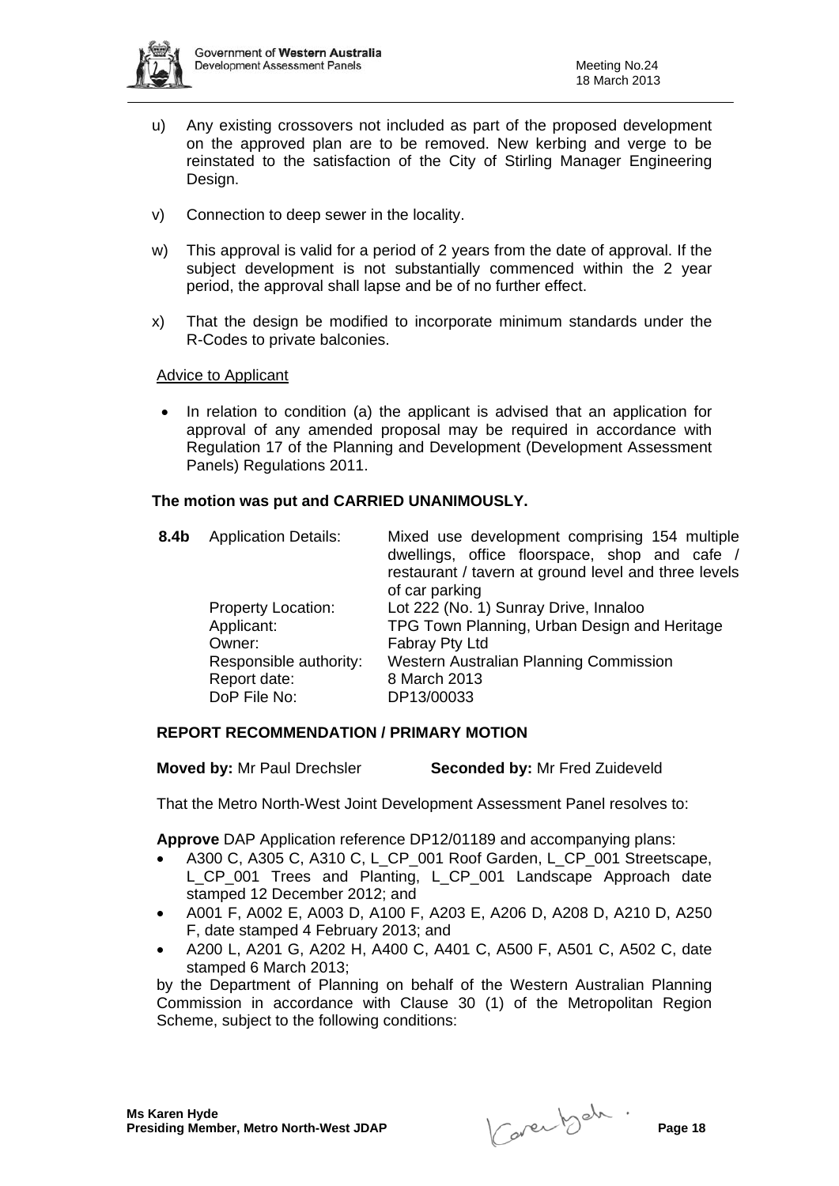u) Any existing crossovers not included as part of the proposed development on the approved plan are to be removed. New kerbing and verge to be reinstated to the satisfaction of the City of Stirling Manager Engineering Design.

v) Connection to deep sewer in the locality.

w) This approval is valid for a period of 2 years from the date of approval. If the subject development is not substantially commenced within the 2 year period, the approval shall lapse and be of no further effect.

x) That the design be modified to incorporate minimum standards under the R-Codes to private balconies.

Advice to Applicant

- In relation to condition (a) the applicant is advised that an application for approval of any amended proposal may be required in accordance with Regulation 17 of the Planning and Development (Development Assessment Panels) Regulations 2011.

**The motion was put and CARRIED UNANIMOUSLY.**

| **8.4b** | Application Details: | Mixed use development comprising 154 multiple dwellings, office floorspace, shop and cafe / restaurant / tavern at ground level and three levels of car parking |
|---|---|---|
| | Property Location: | Lot 222 (No. 1) Sunray Drive, Innaloo |
| | Applicant: | TPG Town Planning, Urban Design and Heritage |
| | Owner: | Fabray Pty Ltd |
| | Responsible authority: | Western Australian Planning Commission |
| | Report date: | 8 March 2013 |
| | DoP File No: | DP13/00033 |

**REPORT RECOMMENDATION / PRIMARY MOTION**

**Moved by:** Mr Paul Drechsler **Seconded by:** Mr Fred Zuideveld

That the Metro North-West Joint Development Assessment Panel resolves to:

**Approve** DAP Application reference DP12/01189 and accompanying plans:

- A300 C, A305 C, A310 C, L_CP_001 Roof Garden, L_CP_001 Streetscape, L_CP_001 Trees and Planting, L_CP_001 Landscape Approach date stamped 12 December 2012; and
- A001 F, A002 E, A003 D, A100 F, A203 E, A206 D, A208 D, A210 D, A250 F, date stamped 4 February 2013; and
- A200 L, A201 G, A202 H, A400 C, A401 C, A500 F, A501 C, A502 C, date stamped 6 March 2013;

by the Department of Planning on behalf of the Western Australian Planning Commission in accordance with Clause 30 (1) of the Metropolitan Region Scheme, subject to the following conditions: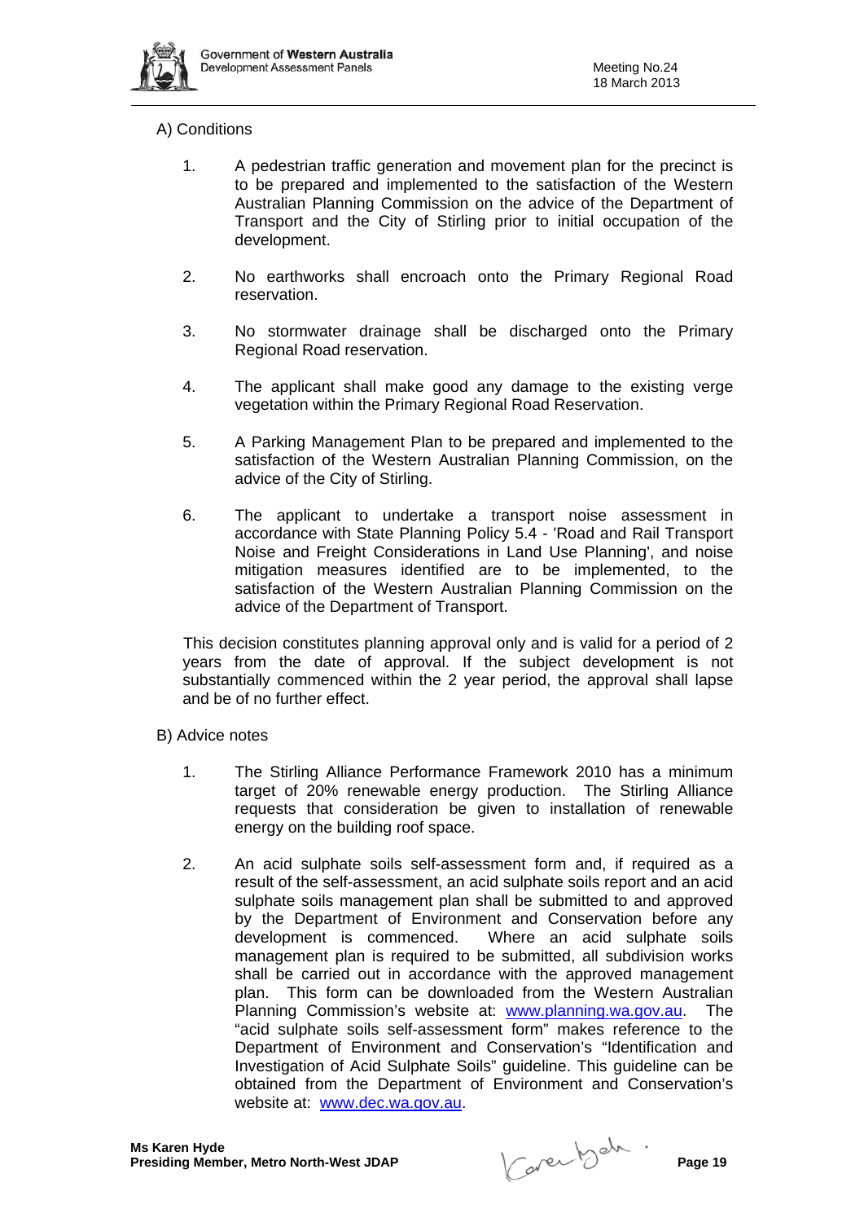A) Conditions

1. A pedestrian traffic generation and movement plan for the precinct is to be prepared and implemented to the satisfaction of the Western Australian Planning Commission on the advice of the Department of Transport and the City of Stirling prior to initial occupation of the development.

2. No earthworks shall encroach onto the Primary Regional Road reservation.

3. No stormwater drainage shall be discharged onto the Primary Regional Road reservation.

4. The applicant shall make good any damage to the existing verge vegetation within the Primary Regional Road Reservation.

5. A Parking Management Plan to be prepared and implemented to the satisfaction of the Western Australian Planning Commission, on the advice of the City of Stirling.

6. The applicant to undertake a transport noise assessment in accordance with State Planning Policy 5.4 - 'Road and Rail Transport Noise and Freight Considerations in Land Use Planning', and noise mitigation measures identified are to be implemented, to the satisfaction of the Western Australian Planning Commission on the advice of the Department of Transport.

This decision constitutes planning approval only and is valid for a period of 2 years from the date of approval. If the subject development is not substantially commenced within the 2 year period, the approval shall lapse and be of no further effect.

B) Advice notes

1. The Stirling Alliance Performance Framework 2010 has a minimum target of 20% renewable energy production. The Stirling Alliance requests that consideration be given to installation of renewable energy on the building roof space.

2. An acid sulphate soils self-assessment form and, if required as a result of the self-assessment, an acid sulphate soils report and an acid sulphate soils management plan shall be submitted to and approved by the Department of Environment and Conservation before any development is commenced. Where an acid sulphate soils management plan is required to be submitted, all subdivision works shall be carried out in accordance with the approved management plan. This form can be downloaded from the Western Australian Planning Commission's website at: [www.planning.wa.gov.au](http://www.planning.wa.gov.au). The "acid sulphate soils self-assessment form" makes reference to the Department of Environment and Conservation's "Identification and Investigation of Acid Sulphate Soils" guideline. This guideline can be obtained from the Department of Environment and Conservation's website at: [www.dec.wa.gov.au](http://www.dec.wa.gov.au).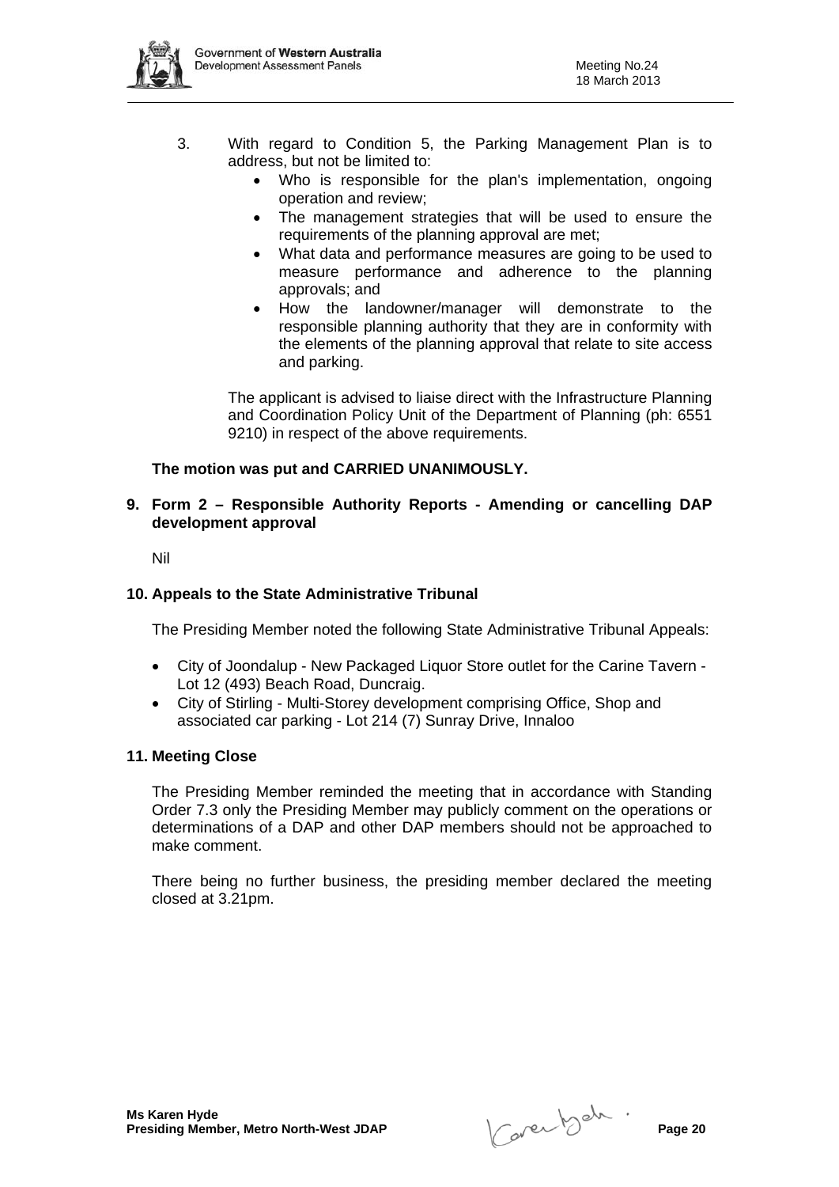3. With regard to Condition 5, the Parking Management Plan is to address, but not be limited to:
   - Who is responsible for the plan's implementation, ongoing operation and review;
   - The management strategies that will be used to ensure the requirements of the planning approval are met;
   - What data and performance measures are going to be used to measure performance and adherence to the planning approvals; and
   - How the landowner/manager will demonstrate to the responsible planning authority that they are in conformity with the elements of the planning approval that relate to site access and parking.

   The applicant is advised to liaise direct with the Infrastructure Planning and Coordination Policy Unit of the Department of Planning (ph: 6551 9210) in respect of the above requirements.

**The motion was put and CARRIED UNANIMOUSLY.**

## 9. Form 2 – Responsible Authority Reports - Amending or cancelling DAP development approval

Nil

## 10. Appeals to the State Administrative Tribunal

The Presiding Member noted the following State Administrative Tribunal Appeals:

- City of Joondalup - New Packaged Liquor Store outlet for the Carine Tavern - Lot 12 (493) Beach Road, Duncraig.
- City of Stirling - Multi-Storey development comprising Office, Shop and associated car parking - Lot 214 (7) Sunray Drive, Innaloo

## 11. Meeting Close

The Presiding Member reminded the meeting that in accordance with Standing Order 7.3 only the Presiding Member may publicly comment on the operations or determinations of a DAP and other DAP members should not be approached to make comment.

There being no further business, the presiding member declared the meeting closed at 3.21pm.

**Ms Karen Hyde**
**Presiding Member, Metro North-West JDAP**